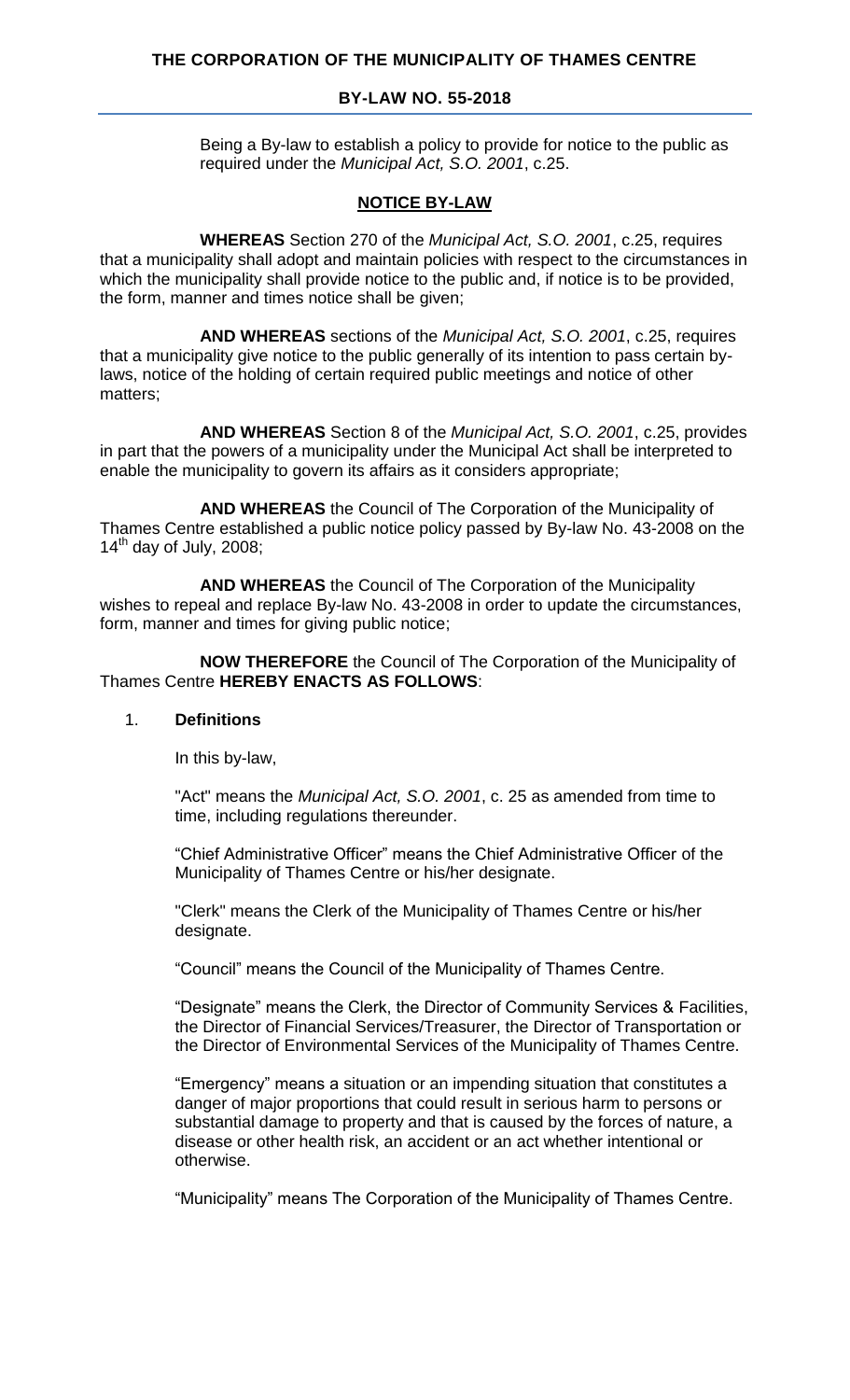# THE CORPORATION OF THE MUNICIPALITY OF THAMES CENTRE

## BY-LAW NO. 55-2018

Being a By-law to establish a policy to provide for notice to the public as required under the *Municipal Act, S.O. 2001*, c.25.

### NOTICE BY-LAW

**WHEREAS** Section 270 of the *Municipal Act, S.O. 2001*, c.25, requires that a municipality shall adopt and maintain policies with respect to the circumstances in which the municipality shall provide notice to the public and, if notice is to be provided, the form, manner and times notice shall be given;

**AND WHEREAS** sections of the *Municipal Act, S.O. 2001*, c.25, requires that a municipality give notice to the public generally of its intention to pass certain by-laws, notice of the holding of certain required public meetings and notice of other matters;

**AND WHEREAS** Section 8 of the *Municipal Act, S.O. 2001*, c.25, provides in part that the powers of a municipality under the Municipal Act shall be interpreted to enable the municipality to govern its affairs as it considers appropriate;

**AND WHEREAS** the Council of The Corporation of the Municipality of Thames Centre established a public notice policy passed by By-law No. 43-2008 on the 14th day of July, 2008;

**AND WHEREAS** the Council of The Corporation of the Municipality wishes to repeal and replace By-law No. 43-2008 in order to update the circumstances, form, manner and times for giving public notice;

**NOW THEREFORE** the Council of The Corporation of the Municipality of Thames Centre **HEREBY ENACTS AS FOLLOWS**:

1. **Definitions**

   In this by-law,

   "Act" means the *Municipal Act, S.O. 2001*, c. 25 as amended from time to time, including regulations thereunder.

   "Chief Administrative Officer" means the Chief Administrative Officer of the Municipality of Thames Centre or his/her designate.

   "Clerk" means the Clerk of the Municipality of Thames Centre or his/her designate.

   "Council" means the Council of the Municipality of Thames Centre.

   "Designate" means the Clerk, the Director of Community Services & Facilities, the Director of Financial Services/Treasurer, the Director of Transportation or the Director of Environmental Services of the Municipality of Thames Centre.

   "Emergency" means a situation or an impending situation that constitutes a danger of major proportions that could result in serious harm to persons or substantial damage to property and that is caused by the forces of nature, a disease or other health risk, an accident or an act whether intentional or otherwise.

   "Municipality" means The Corporation of the Municipality of Thames Centre.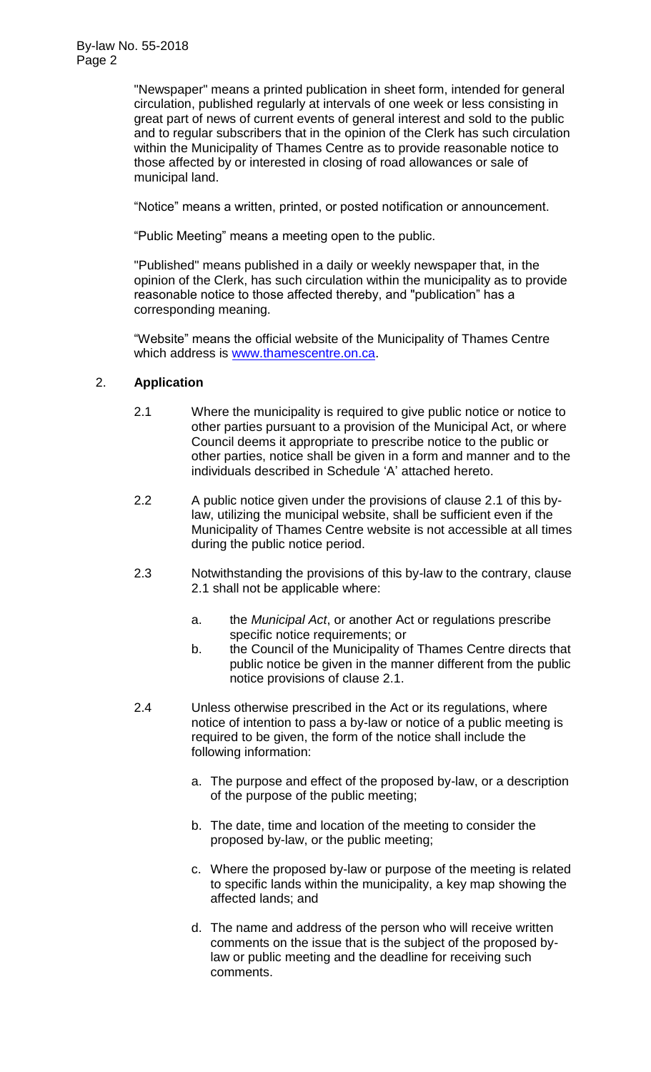"Newspaper" means a printed publication in sheet form, intended for general circulation, published regularly at intervals of one week or less consisting in great part of news of current events of general interest and sold to the public and to regular subscribers that in the opinion of the Clerk has such circulation within the Municipality of Thames Centre as to provide reasonable notice to those affected by or interested in closing of road allowances or sale of municipal land.

"Notice" means a written, printed, or posted notification or announcement.

"Public Meeting" means a meeting open to the public.

"Published" means published in a daily or weekly newspaper that, in the opinion of the Clerk, has such circulation within the municipality as to provide reasonable notice to those affected thereby, and "publication" has a corresponding meaning.

"Website" means the official website of the Municipality of Thames Centre which address is www.thamescentre.on.ca.

## 2. **Application**

2.1 Where the municipality is required to give public notice or notice to other parties pursuant to a provision of the Municipal Act, or where Council deems it appropriate to prescribe notice to the public or other parties, notice shall be given in a form and manner and to the individuals described in Schedule 'A' attached hereto.

2.2 A public notice given under the provisions of clause 2.1 of this by-law, utilizing the municipal website, shall be sufficient even if the Municipality of Thames Centre website is not accessible at all times during the public notice period.

2.3 Notwithstanding the provisions of this by-law to the contrary, clause 2.1 shall not be applicable where:

- a. the *Municipal Act*, or another Act or regulations prescribe specific notice requirements; or
- b. the Council of the Municipality of Thames Centre directs that public notice be given in the manner different from the public notice provisions of clause 2.1.

2.4 Unless otherwise prescribed in the Act or its regulations, where notice of intention to pass a by-law or notice of a public meeting is required to be given, the form of the notice shall include the following information:

- a. The purpose and effect of the proposed by-law, or a description of the purpose of the public meeting;
- b. The date, time and location of the meeting to consider the proposed by-law, or the public meeting;
- c. Where the proposed by-law or purpose of the meeting is related to specific lands within the municipality, a key map showing the affected lands; and
- d. The name and address of the person who will receive written comments on the issue that is the subject of the proposed by-law or public meeting and the deadline for receiving such comments.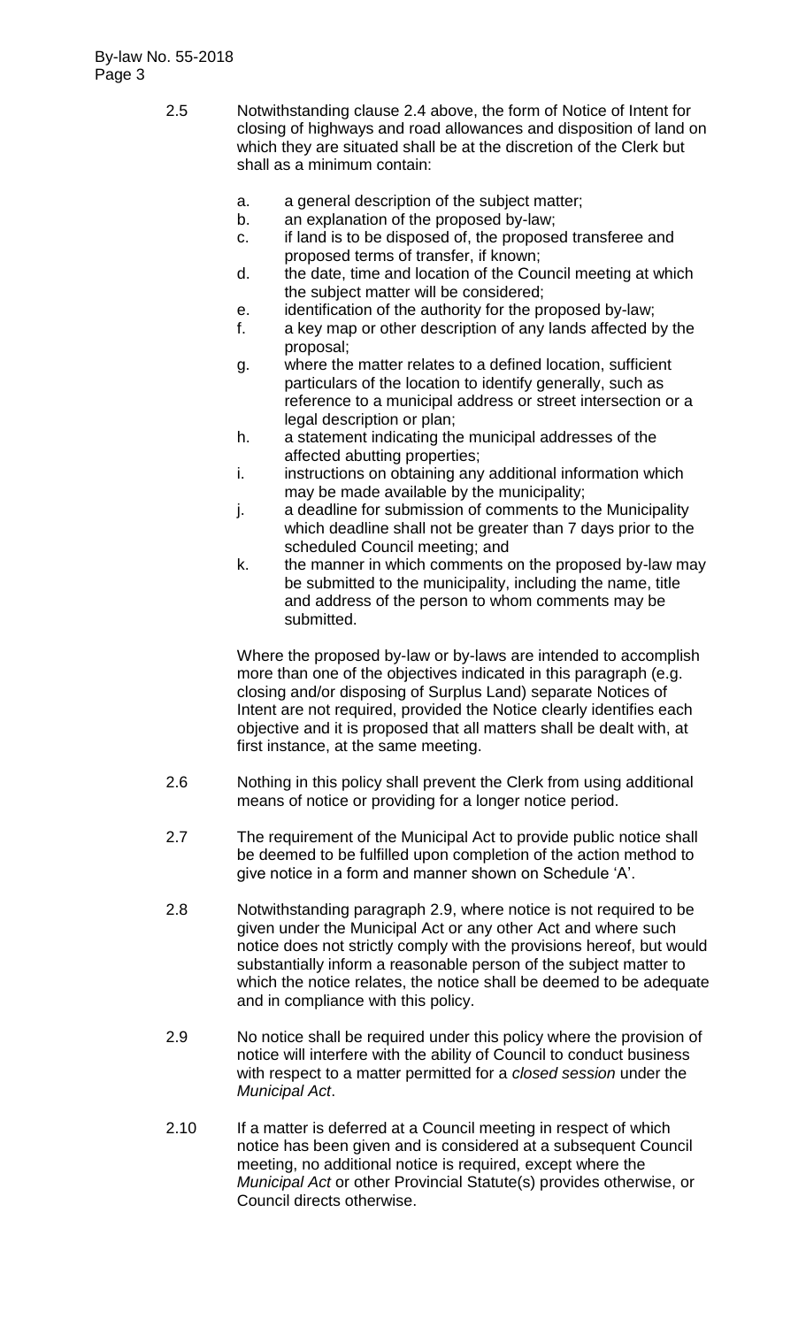2.5 Notwithstanding clause 2.4 above, the form of Notice of Intent for closing of highways and road allowances and disposition of land on which they are situated shall be at the discretion of the Clerk but shall as a minimum contain:

a. a general description of the subject matter;
b. an explanation of the proposed by-law;
c. if land is to be disposed of, the proposed transferee and proposed terms of transfer, if known;
d. the date, time and location of the Council meeting at which the subject matter will be considered;
e. identification of the authority for the proposed by-law;
f. a key map or other description of any lands affected by the proposal;
g. where the matter relates to a defined location, sufficient particulars of the location to identify generally, such as reference to a municipal address or street intersection or a legal description or plan;
h. a statement indicating the municipal addresses of the affected abutting properties;
i. instructions on obtaining any additional information which may be made available by the municipality;
j. a deadline for submission of comments to the Municipality which deadline shall not be greater than 7 days prior to the scheduled Council meeting; and
k. the manner in which comments on the proposed by-law may be submitted to the municipality, including the name, title and address of the person to whom comments may be submitted.

Where the proposed by-law or by-laws are intended to accomplish more than one of the objectives indicated in this paragraph (e.g. closing and/or disposing of Surplus Land) separate Notices of Intent are not required, provided the Notice clearly identifies each objective and it is proposed that all matters shall be dealt with, at first instance, at the same meeting.

2.6 Nothing in this policy shall prevent the Clerk from using additional means of notice or providing for a longer notice period.

2.7 The requirement of the Municipal Act to provide public notice shall be deemed to be fulfilled upon completion of the action method to give notice in a form and manner shown on Schedule 'A'.

2.8 Notwithstanding paragraph 2.9, where notice is not required to be given under the Municipal Act or any other Act and where such notice does not strictly comply with the provisions hereof, but would substantially inform a reasonable person of the subject matter to which the notice relates, the notice shall be deemed to be adequate and in compliance with this policy.

2.9 No notice shall be required under this policy where the provision of notice will interfere with the ability of Council to conduct business with respect to a matter permitted for a *closed session* under the *Municipal Act*.

2.10 If a matter is deferred at a Council meeting in respect of which notice has been given and is considered at a subsequent Council meeting, no additional notice is required, except where the *Municipal Act* or other Provincial Statute(s) provides otherwise, or Council directs otherwise.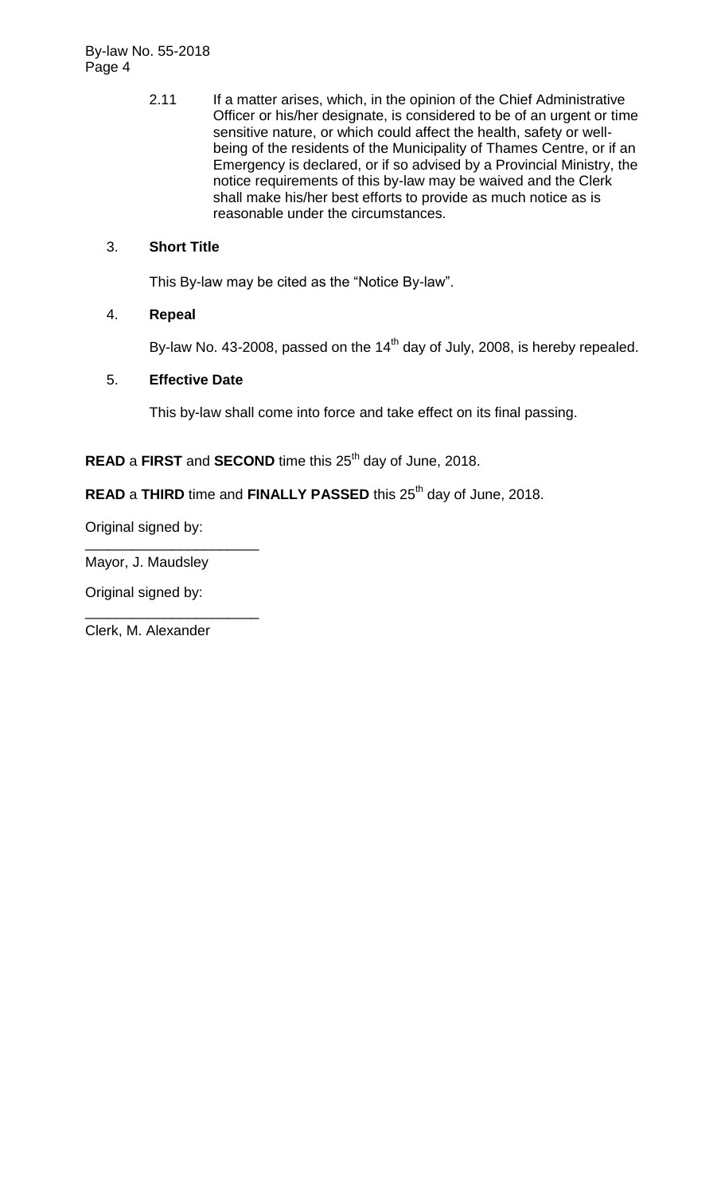2.11 If a matter arises, which, in the opinion of the Chief Administrative Officer or his/her designate, is considered to be of an urgent or time sensitive nature, or which could affect the health, safety or well-being of the residents of the Municipality of Thames Centre, or if an Emergency is declared, or if so advised by a Provincial Ministry, the notice requirements of this by-law may be waived and the Clerk shall make his/her best efforts to provide as much notice as is reasonable under the circumstances.

3. **Short Title**

This By-law may be cited as the "Notice By-law".

4. **Repeal**

By-law No. 43-2008, passed on the 14th day of July, 2008, is hereby repealed.

5. **Effective Date**

This by-law shall come into force and take effect on its final passing.

**READ** a **FIRST** and **SECOND** time this 25th day of June, 2018.

**READ** a **THIRD** time and **FINALLY PASSED** this 25th day of June, 2018.

Original signed by:

______________________

Mayor, J. Maudsley

Original signed by:

______________________

Clerk, M. Alexander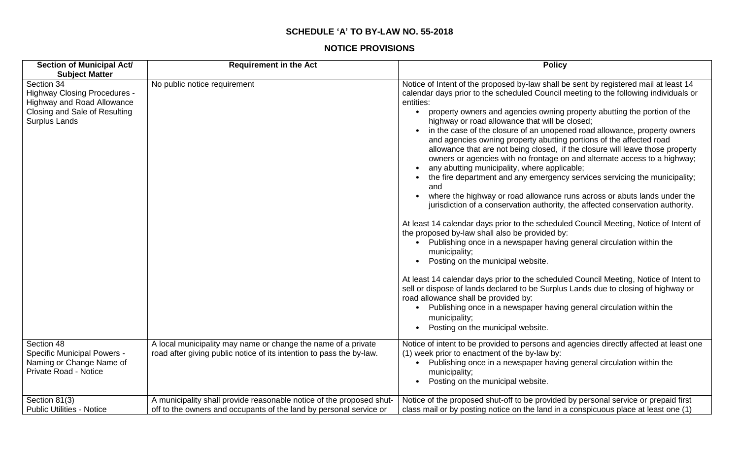**SCHEDULE 'A' TO BY-LAW NO. 55-2018**

**NOTICE PROVISIONS**

| Section of Municipal Act/ Subject Matter | Requirement in the Act | Policy |
|---|---|---|
| Section 34<br>Highway Closing Procedures - Highway and Road Allowance Closing and Sale of Resulting Surplus Lands | No public notice requirement | Notice of Intent of the proposed by-law shall be sent by registered mail at least 14 calendar days prior to the scheduled Council meeting to the following individuals or entities:<br>• property owners and agencies owning property abutting the portion of the highway or road allowance that will be closed;<br>• in the case of the closure of an unopened road allowance, property owners and agencies owning property abutting portions of the affected road allowance that are not being closed, if the closure will leave those property owners or agencies with no frontage on and alternate access to a highway;<br>• any abutting municipality, where applicable;<br>• the fire department and any emergency services servicing the municipality; and<br>• where the highway or road allowance runs across or abuts lands under the jurisdiction of a conservation authority, the affected conservation authority.<br><br>At least 14 calendar days prior to the scheduled Council Meeting, Notice of Intent of the proposed by-law shall also be provided by:<br>• Publishing once in a newspaper having general circulation within the municipality;<br>• Posting on the municipal website.<br><br>At least 14 calendar days prior to the scheduled Council Meeting, Notice of Intent to sell or dispose of lands declared to be Surplus Lands due to closing of highway or road allowance shall be provided by:<br>• Publishing once in a newspaper having general circulation within the municipality;<br>• Posting on the municipal website. |
| Section 48<br>Specific Municipal Powers - Naming or Change Name of Private Road - Notice | A local municipality may name or change the name of a private road after giving public notice of its intention to pass the by-law. | Notice of intent to be provided to persons and agencies directly affected at least one (1) week prior to enactment of the by-law by:<br>• Publishing once in a newspaper having general circulation within the municipality;<br>• Posting on the municipal website. |
| Section 81(3)<br>Public Utilities - Notice | A municipality shall provide reasonable notice of the proposed shut-off to the owners and occupants of the land by personal service or | Notice of the proposed shut-off to be provided by personal service or prepaid first class mail or by posting notice on the land in a conspicuous place at least one (1) |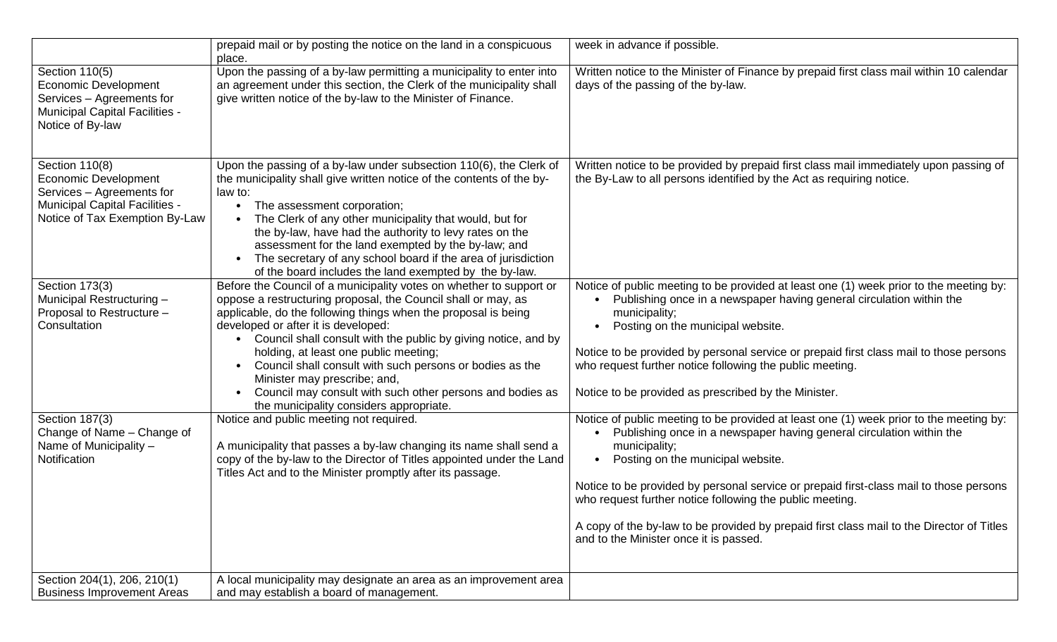| | | |
|---|---|---|
| | prepaid mail or by posting the notice on the land in a conspicuous place. | week in advance if possible. |
| Section 110(5)<br>Economic Development Services – Agreements for Municipal Capital Facilities - Notice of By-law | Upon the passing of a by-law permitting a municipality to enter into an agreement under this section, the Clerk of the municipality shall give written notice of the by-law to the Minister of Finance. | Written notice to the Minister of Finance by prepaid first class mail within 10 calendar days of the passing of the by-law. |
| Section 110(8)<br>Economic Development Services – Agreements for Municipal Capital Facilities - Notice of Tax Exemption By-Law | Upon the passing of a by-law under subsection 110(6), the Clerk of the municipality shall give written notice of the contents of the by-law to:<br>• The assessment corporation;<br>• The Clerk of any other municipality that would, but for the by-law, have had the authority to levy rates on the assessment for the land exempted by the by-law; and<br>• The secretary of any school board if the area of jurisdiction of the board includes the land exempted by the by-law. | Written notice to be provided by prepaid first class mail immediately upon passing of the By-Law to all persons identified by the Act as requiring notice. |
| Section 173(3)<br>Municipal Restructuring – Proposal to Restructure – Consultation | Before the Council of a municipality votes on whether to support or oppose a restructuring proposal, the Council shall or may, as applicable, do the following things when the proposal is being developed or after it is developed:<br>• Council shall consult with the public by giving notice, and by holding, at least one public meeting;<br>• Council shall consult with such persons or bodies as the Minister may prescribe; and,<br>• Council may consult with such other persons and bodies as the municipality considers appropriate. | Notice of public meeting to be provided at least one (1) week prior to the meeting by:<br>• Publishing once in a newspaper having general circulation within the municipality;<br>• Posting on the municipal website.<br><br>Notice to be provided by personal service or prepaid first class mail to those persons who request further notice following the public meeting.<br><br>Notice to be provided as prescribed by the Minister. |
| Section 187(3)<br>Change of Name – Change of Name of Municipality – Notification | Notice and public meeting not required.<br><br>A municipality that passes a by-law changing its name shall send a copy of the by-law to the Director of Titles appointed under the Land Titles Act and to the Minister promptly after its passage. | Notice of public meeting to be provided at least one (1) week prior to the meeting by:<br>• Publishing once in a newspaper having general circulation within the municipality;<br>• Posting on the municipal website.<br><br>Notice to be provided by personal service or prepaid first-class mail to those persons who request further notice following the public meeting.<br><br>A copy of the by-law to be provided by prepaid first class mail to the Director of Titles and to the Minister once it is passed. |
| Section 204(1), 206, 210(1)<br>Business Improvement Areas | A local municipality may designate an area as an improvement area and may establish a board of management. | |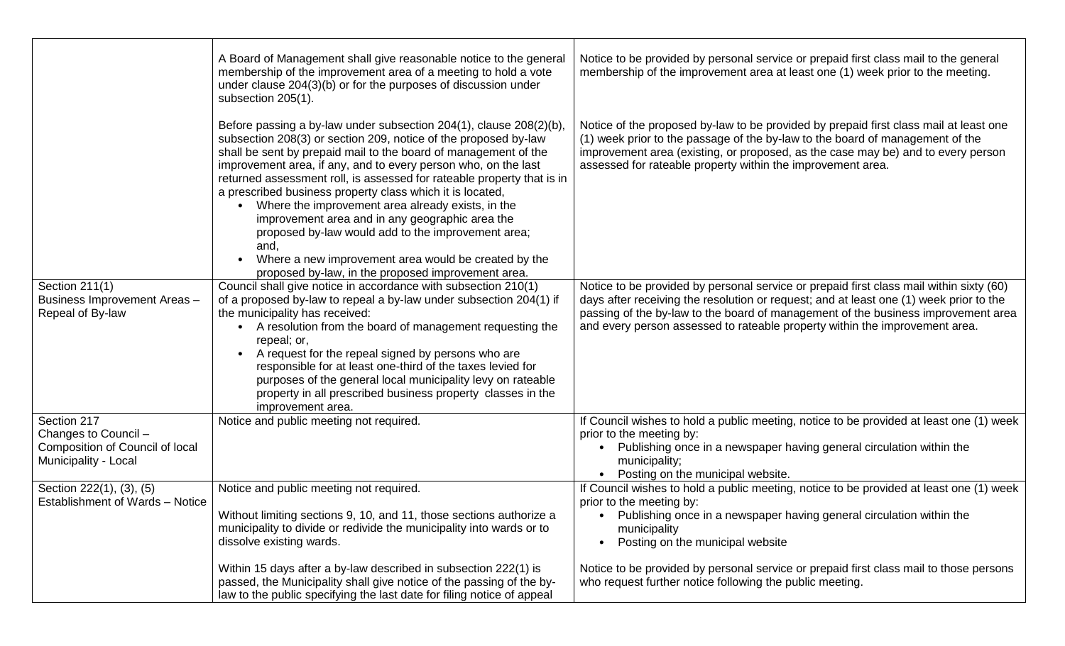| | | |
|---|---|---|
| | A Board of Management shall give reasonable notice to the general membership of the improvement area of a meeting to hold a vote under clause 204(3)(b) or for the purposes of discussion under subsection 205(1).<br><br>Before passing a by-law under subsection 204(1), clause 208(2)(b), subsection 208(3) or section 209, notice of the proposed by-law shall be sent by prepaid mail to the board of management of the improvement area, if any, and to every person who, on the last returned assessment roll, is assessed for rateable property that is in a prescribed business property class which it is located,<br>• Where the improvement area already exists, in the improvement area and in any geographic area the proposed by-law would add to the improvement area; and,<br>• Where a new improvement area would be created by the proposed by-law, in the proposed improvement area. | Notice to be provided by personal service or prepaid first class mail to the general membership of the improvement area at least one (1) week prior to the meeting.<br><br>Notice of the proposed by-law to be provided by prepaid first class mail at least one (1) week prior to the passage of the by-law to the board of management of the improvement area (existing, or proposed, as the case may be) and to every person assessed for rateable property within the improvement area. |
| Section 211(1)<br>Business Improvement Areas – Repeal of By-law | Council shall give notice in accordance with subsection 210(1) of a proposed by-law to repeal a by-law under subsection 204(1) if the municipality has received:<br>• A resolution from the board of management requesting the repeal; or,<br>• A request for the repeal signed by persons who are responsible for at least one-third of the taxes levied for purposes of the general local municipality levy on rateable property in all prescribed business property classes in the improvement area. | Notice to be provided by personal service or prepaid first class mail within sixty (60) days after receiving the resolution or request; and at least one (1) week prior to the passing of the by-law to the board of management of the business improvement area and every person assessed to rateable property within the improvement area. |
| Section 217<br>Changes to Council – Composition of Council of local Municipality - Local | Notice and public meeting not required. | If Council wishes to hold a public meeting, notice to be provided at least one (1) week prior to the meeting by:<br>• Publishing once in a newspaper having general circulation within the municipality;<br>• Posting on the municipal website. |
| Section 222(1), (3), (5)<br>Establishment of Wards – Notice | Notice and public meeting not required.<br><br>Without limiting sections 9, 10, and 11, those sections authorize a municipality to divide or redivide the municipality into wards or to dissolve existing wards.<br><br>Within 15 days after a by-law described in subsection 222(1) is passed, the Municipality shall give notice of the passing of the by-law to the public specifying the last date for filing notice of appeal | If Council wishes to hold a public meeting, notice to be provided at least one (1) week prior to the meeting by:<br>• Publishing once in a newspaper having general circulation within the municipality<br>• Posting on the municipal website<br><br>Notice to be provided by personal service or prepaid first class mail to those persons who request further notice following the public meeting. |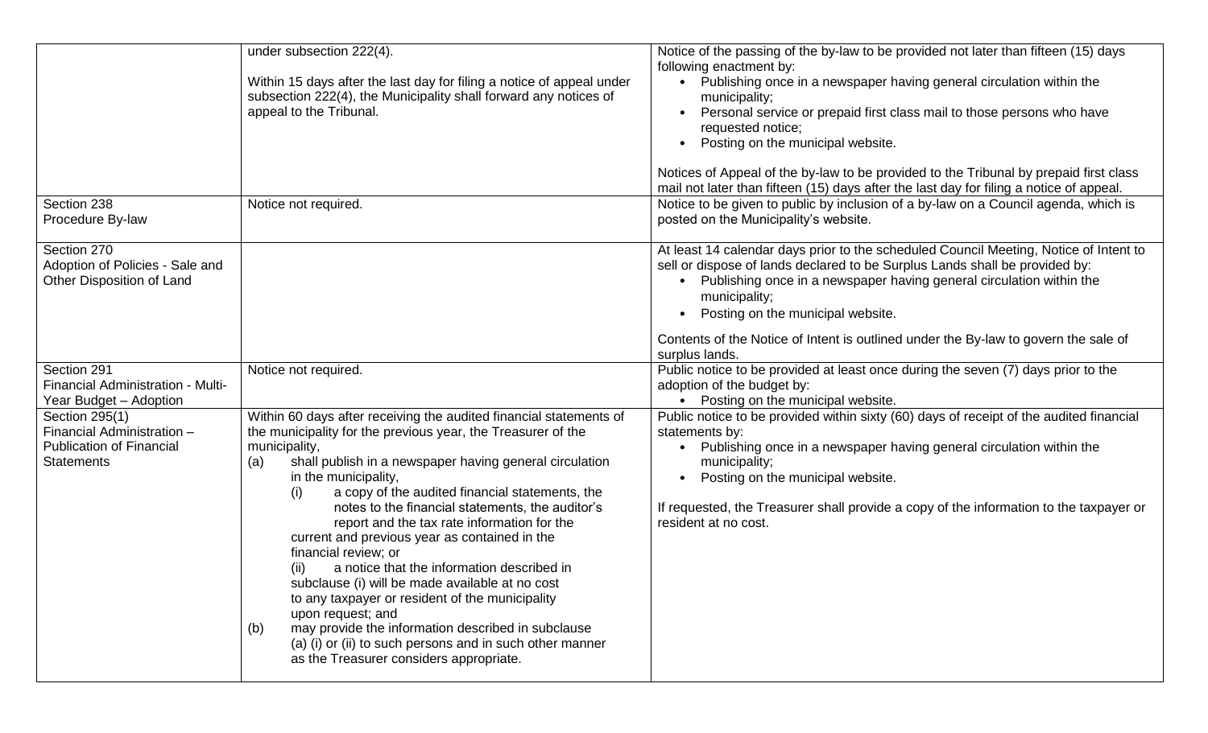|  |  |  |
|---|---|---|
|  | under subsection 222(4).<br><br>Within 15 days after the last day for filing a notice of appeal under subsection 222(4), the Municipality shall forward any notices of appeal to the Tribunal. | Notice of the passing of the by-law to be provided not later than fifteen (15) days following enactment by:<br>• Publishing once in a newspaper having general circulation within the municipality;<br>• Personal service or prepaid first class mail to those persons who have requested notice;<br>• Posting on the municipal website.<br><br>Notices of Appeal of the by-law to be provided to the Tribunal by prepaid first class mail not later than fifteen (15) days after the last day for filing a notice of appeal. |
| Section 238<br>Procedure By-law | Notice not required. | Notice to be given to public by inclusion of a by-law on a Council agenda, which is posted on the Municipality's website. |
| Section 270<br>Adoption of Policies - Sale and Other Disposition of Land |  | At least 14 calendar days prior to the scheduled Council Meeting, Notice of Intent to sell or dispose of lands declared to be Surplus Lands shall be provided by:<br>• Publishing once in a newspaper having general circulation within the municipality;<br>• Posting on the municipal website.<br><br>Contents of the Notice of Intent is outlined under the By-law to govern the sale of surplus lands. |
| Section 291<br>Financial Administration - Multi-Year Budget – Adoption | Notice not required. | Public notice to be provided at least once during the seven (7) days prior to the adoption of the budget by:<br>• Posting on the municipal website. |
| Section 295(1)<br>Financial Administration – Publication of Financial Statements | Within 60 days after receiving the audited financial statements of the municipality for the previous year, the Treasurer of the municipality,<br>(a) shall publish in a newspaper having general circulation in the municipality,<br>(i) a copy of the audited financial statements, the notes to the financial statements, the auditor's report and the tax rate information for the current and previous year as contained in the financial review; or<br>(ii) a notice that the information described in subclause (i) will be made available at no cost to any taxpayer or resident of the municipality upon request; and<br>(b) may provide the information described in subclause (a) (i) or (ii) to such persons and in such other manner as the Treasurer considers appropriate. | Public notice to be provided within sixty (60) days of receipt of the audited financial statements by:<br>• Publishing once in a newspaper having general circulation within the municipality;<br>• Posting on the municipal website.<br><br>If requested, the Treasurer shall provide a copy of the information to the taxpayer or resident at no cost. |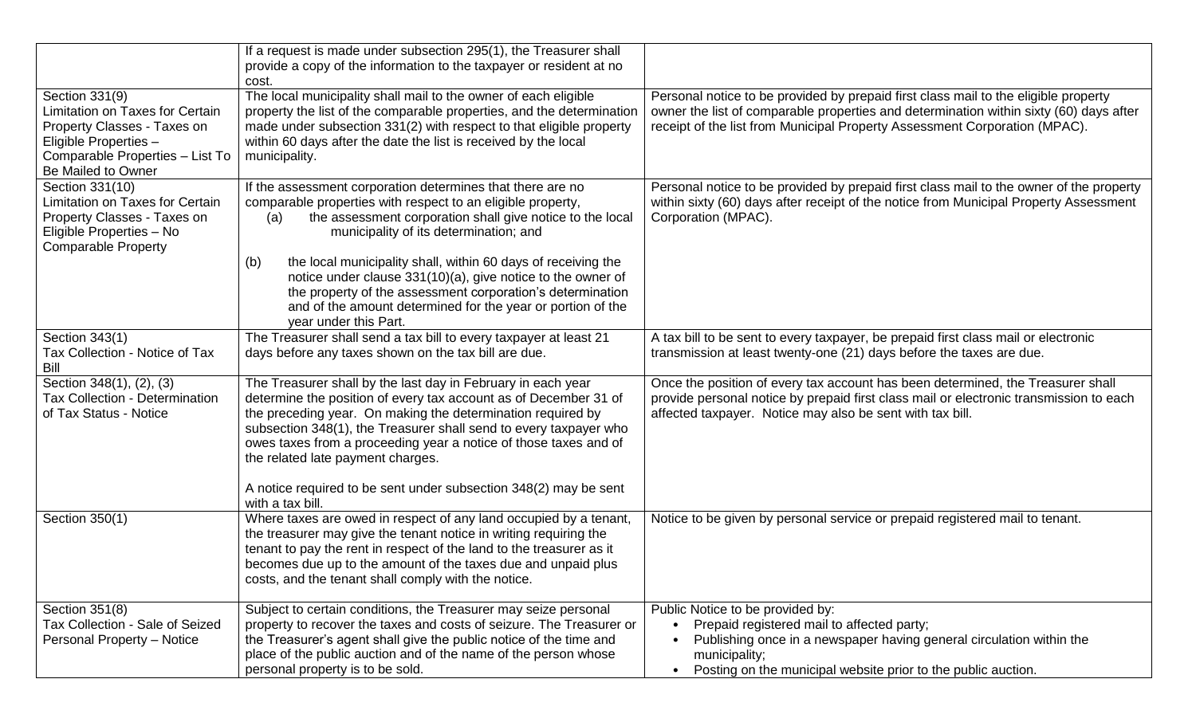| | | |
|---|---|---|
| | If a request is made under subsection 295(1), the Treasurer shall provide a copy of the information to the taxpayer or resident at no cost. | |
| Section 331(9)<br>Limitation on Taxes for Certain Property Classes - Taxes on Eligible Properties – Comparable Properties – List To Be Mailed to Owner | The local municipality shall mail to the owner of each eligible property the list of the comparable properties, and the determination made under subsection 331(2) with respect to that eligible property within 60 days after the date the list is received by the local municipality. | Personal notice to be provided by prepaid first class mail to the eligible property owner the list of comparable properties and determination within sixty (60) days after receipt of the list from Municipal Property Assessment Corporation (MPAC). |
| Section 331(10)<br>Limitation on Taxes for Certain Property Classes - Taxes on Eligible Properties – No Comparable Property | If the assessment corporation determines that there are no comparable properties with respect to an eligible property,<br>(a) the assessment corporation shall give notice to the local municipality of its determination; and<br>(b) the local municipality shall, within 60 days of receiving the notice under clause 331(10)(a), give notice to the owner of the property of the assessment corporation's determination and of the amount determined for the year or portion of the year under this Part. | Personal notice to be provided by prepaid first class mail to the owner of the property within sixty (60) days after receipt of the notice from Municipal Property Assessment Corporation (MPAC). |
| Section 343(1)<br>Tax Collection - Notice of Tax Bill | The Treasurer shall send a tax bill to every taxpayer at least 21 days before any taxes shown on the tax bill are due. | A tax bill to be sent to every taxpayer, be prepaid first class mail or electronic transmission at least twenty-one (21) days before the taxes are due. |
| Section 348(1), (2), (3)<br>Tax Collection - Determination of Tax Status - Notice | The Treasurer shall by the last day in February in each year determine the position of every tax account as of December 31 of the preceding year. On making the determination required by subsection 348(1), the Treasurer shall send to every taxpayer who owes taxes from a proceeding year a notice of those taxes and of the related late payment charges.<br><br>A notice required to be sent under subsection 348(2) may be sent with a tax bill. | Once the position of every tax account has been determined, the Treasurer shall provide personal notice by prepaid first class mail or electronic transmission to each affected taxpayer. Notice may also be sent with tax bill. |
| Section 350(1) | Where taxes are owed in respect of any land occupied by a tenant, the treasurer may give the tenant notice in writing requiring the tenant to pay the rent in respect of the land to the treasurer as it becomes due up to the amount of the taxes due and unpaid plus costs, and the tenant shall comply with the notice. | Notice to be given by personal service or prepaid registered mail to tenant. |
| Section 351(8)<br>Tax Collection - Sale of Seized Personal Property – Notice | Subject to certain conditions, the Treasurer may seize personal property to recover the taxes and costs of seizure. The Treasurer or the Treasurer's agent shall give the public notice of the time and place of the public auction and of the name of the person whose personal property is to be sold. | Public Notice to be provided by:<br>• Prepaid registered mail to affected party;<br>• Publishing once in a newspaper having general circulation within the municipality;<br>• Posting on the municipal website prior to the public auction. |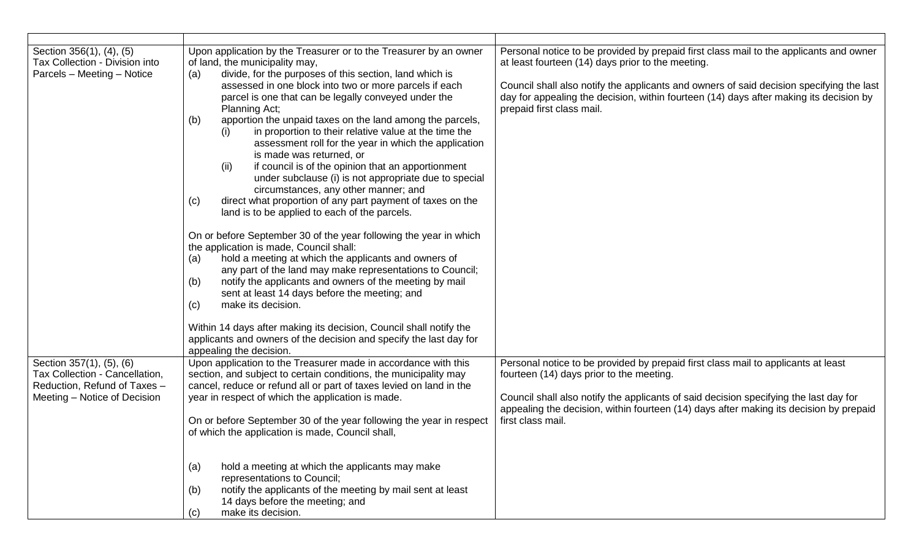| | | |
|---|---|---|
| Section 356(1), (4), (5)<br>Tax Collection - Division into Parcels – Meeting – Notice | Upon application by the Treasurer or to the Treasurer by an owner of land, the municipality may,<br>(a) divide, for the purposes of this section, land which is assessed in one block into two or more parcels if each parcel is one that can be legally conveyed under the Planning Act;<br>(b) apportion the unpaid taxes on the land among the parcels,<br>(i) in proportion to their relative value at the time the assessment roll for the year in which the application is made was returned, or<br>(ii) if council is of the opinion that an apportionment under subclause (i) is not appropriate due to special circumstances, any other manner; and<br>(c) direct what proportion of any part payment of taxes on the land is to be applied to each of the parcels.<br><br>On or before September 30 of the year following the year in which the application is made, Council shall:<br>(a) hold a meeting at which the applicants and owners of any part of the land may make representations to Council;<br>(b) notify the applicants and owners of the meeting by mail sent at least 14 days before the meeting; and<br>(c) make its decision.<br><br>Within 14 days after making its decision, Council shall notify the applicants and owners of the decision and specify the last day for appealing the decision. | Personal notice to be provided by prepaid first class mail to the applicants and owner at least fourteen (14) days prior to the meeting.<br><br>Council shall also notify the applicants and owners of said decision specifying the last day for appealing the decision, within fourteen (14) days after making its decision by prepaid first class mail. |
| Section 357(1), (5), (6)<br>Tax Collection - Cancellation, Reduction, Refund of Taxes – Meeting – Notice of Decision | Upon application to the Treasurer made in accordance with this section, and subject to certain conditions, the municipality may cancel, reduce or refund all or part of taxes levied on land in the year in respect of which the application is made.<br><br>On or before September 30 of the year following the year in respect of which the application is made, Council shall,<br><br>(a) hold a meeting at which the applicants may make representations to Council;<br>(b) notify the applicants of the meeting by mail sent at least 14 days before the meeting; and<br>(c) make its decision. | Personal notice to be provided by prepaid first class mail to applicants at least fourteen (14) days prior to the meeting.<br><br>Council shall also notify the applicants of said decision specifying the last day for appealing the decision, within fourteen (14) days after making its decision by prepaid first class mail. |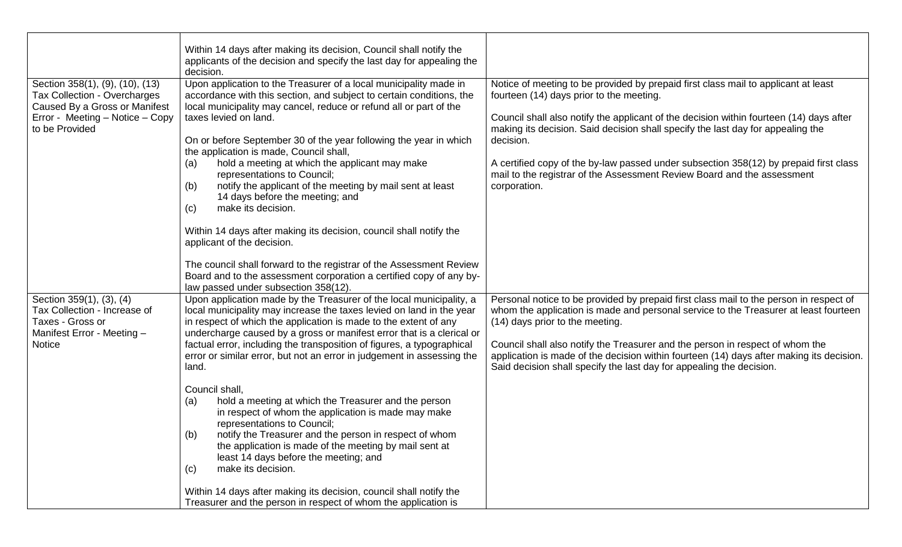| | | |
|---|---|---|
| | Within 14 days after making its decision, Council shall notify the applicants of the decision and specify the last day for appealing the decision. | |
| Section 358(1), (9), (10), (13) Tax Collection - Overcharges Caused By a Gross or Manifest Error - Meeting – Notice – Copy to be Provided | Upon application to the Treasurer of a local municipality made in accordance with this section, and subject to certain conditions, the local municipality may cancel, reduce or refund all or part of the taxes levied on land.<br><br>On or before September 30 of the year following the year in which the application is made, Council shall,<br>(a) hold a meeting at which the applicant may make representations to Council;<br>(b) notify the applicant of the meeting by mail sent at least 14 days before the meeting; and<br>(c) make its decision.<br><br>Within 14 days after making its decision, council shall notify the applicant of the decision.<br><br>The council shall forward to the registrar of the Assessment Review Board and to the assessment corporation a certified copy of any by-law passed under subsection 358(12). | Notice of meeting to be provided by prepaid first class mail to applicant at least fourteen (14) days prior to the meeting.<br><br>Council shall also notify the applicant of the decision within fourteen (14) days after making its decision. Said decision shall specify the last day for appealing the decision.<br><br>A certified copy of the by-law passed under subsection 358(12) by prepaid first class mail to the registrar of the Assessment Review Board and the assessment corporation. |
| Section 359(1), (3), (4) Tax Collection - Increase of Taxes - Gross or Manifest Error - Meeting – Notice | Upon application made by the Treasurer of the local municipality, a local municipality may increase the taxes levied on land in the year in respect of which the application is made to the extent of any undercharge caused by a gross or manifest error that is a clerical or factual error, including the transposition of figures, a typographical error or similar error, but not an error in judgement in assessing the land.<br><br>Council shall,<br>(a) hold a meeting at which the Treasurer and the person in respect of whom the application is made may make representations to Council;<br>(b) notify the Treasurer and the person in respect of whom the application is made of the meeting by mail sent at least 14 days before the meeting; and<br>(c) make its decision.<br><br>Within 14 days after making its decision, council shall notify the Treasurer and the person in respect of whom the application is | Personal notice to be provided by prepaid first class mail to the person in respect of whom the application is made and personal service to the Treasurer at least fourteen (14) days prior to the meeting.<br><br>Council shall also notify the Treasurer and the person in respect of whom the application is made of the decision within fourteen (14) days after making its decision. Said decision shall specify the last day for appealing the decision. |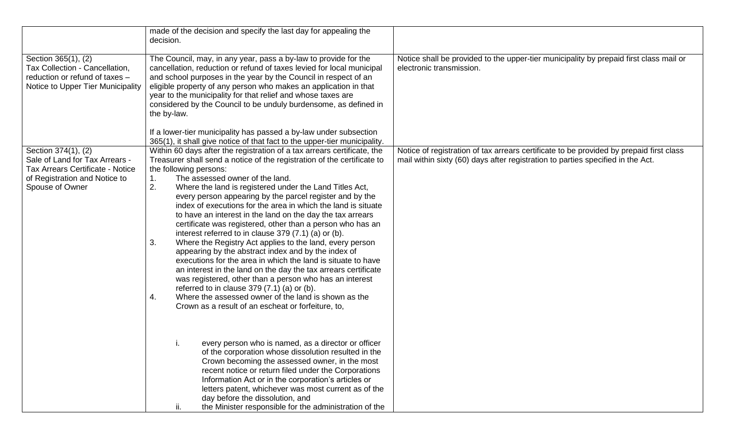| | | |
|---|---|---|
| | made of the decision and specify the last day for appealing the decision. | |
| Section 365(1), (2)<br>Tax Collection - Cancellation, reduction or refund of taxes – Notice to Upper Tier Municipality | The Council, may, in any year, pass a by-law to provide for the cancellation, reduction or refund of taxes levied for local municipal and school purposes in the year by the Council in respect of an eligible property of any person who makes an application in that year to the municipality for that relief and whose taxes are considered by the Council to be unduly burdensome, as defined in the by-law.<br><br>If a lower-tier municipality has passed a by-law under subsection 365(1), it shall give notice of that fact to the upper-tier municipality. | Notice shall be provided to the upper-tier municipality by prepaid first class mail or electronic transmission. |
| Section 374(1), (2)<br>Sale of Land for Tax Arrears - Tax Arrears Certificate - Notice of Registration and Notice to Spouse of Owner | Within 60 days after the registration of a tax arrears certificate, the Treasurer shall send a notice of the registration of the certificate to the following persons:<br>1. The assessed owner of the land.<br>2. Where the land is registered under the Land Titles Act, every person appearing by the parcel register and by the index of executions for the area in which the land is situate to have an interest in the land on the day the tax arrears certificate was registered, other than a person who has an interest referred to in clause 379 (7.1) (a) or (b).<br>3. Where the Registry Act applies to the land, every person appearing by the abstract index and by the index of executions for the area in which the land is situate to have an interest in the land on the day the tax arrears certificate was registered, other than a person who has an interest referred to in clause 379 (7.1) (a) or (b).<br>4. Where the assessed owner of the land is shown as the Crown as a result of an escheat or forfeiture, to,<br><br>i. every person who is named, as a director or officer of the corporation whose dissolution resulted in the Crown becoming the assessed owner, in the most recent notice or return filed under the Corporations Information Act or in the corporation's articles or letters patent, whichever was most current as of the day before the dissolution, and<br>ii. the Minister responsible for the administration of the | Notice of registration of tax arrears certificate to be provided by prepaid first class mail within sixty (60) days after registration to parties specified in the Act. |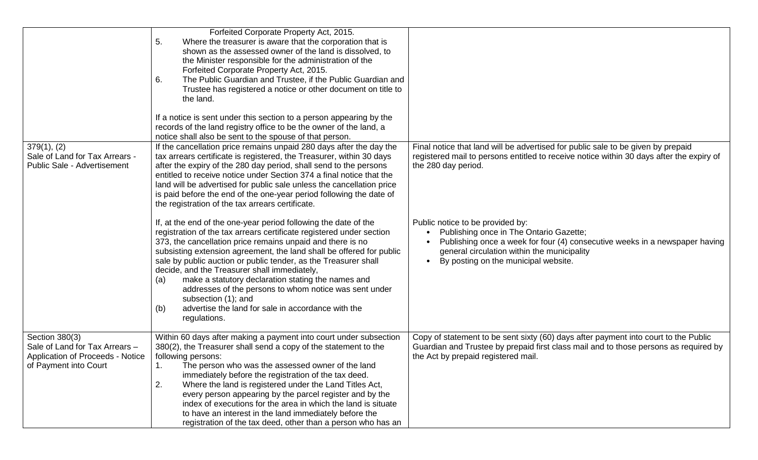| | | |
|---|---|---|
| | Forfeited Corporate Property Act, 2015.<br>5. Where the treasurer is aware that the corporation that is shown as the assessed owner of the land is dissolved, to the Minister responsible for the administration of the Forfeited Corporate Property Act, 2015.<br>6. The Public Guardian and Trustee, if the Public Guardian and Trustee has registered a notice or other document on title to the land.<br><br>If a notice is sent under this section to a person appearing by the records of the land registry office to be the owner of the land, a notice shall also be sent to the spouse of that person. | |
| 379(1), (2)<br>Sale of Land for Tax Arrears - Public Sale - Advertisement | If the cancellation price remains unpaid 280 days after the day the tax arrears certificate is registered, the Treasurer, within 30 days after the expiry of the 280 day period, shall send to the persons entitled to receive notice under Section 374 a final notice that the land will be advertised for public sale unless the cancellation price is paid before the end of the one-year period following the date of the registration of the tax arrears certificate.<br><br>If, at the end of the one-year period following the date of the registration of the tax arrears certificate registered under section 373, the cancellation price remains unpaid and there is no subsisting extension agreement, the land shall be offered for public sale by public auction or public tender, as the Treasurer shall decide, and the Treasurer shall immediately,<br>(a) make a statutory declaration stating the names and addresses of the persons to whom notice was sent under subsection (1); and<br>(b) advertise the land for sale in accordance with the regulations. | Final notice that land will be advertised for public sale to be given by prepaid registered mail to persons entitled to receive notice within 30 days after the expiry of the 280 day period.<br><br>Public notice to be provided by:<br>• Publishing once in The Ontario Gazette;<br>• Publishing once a week for four (4) consecutive weeks in a newspaper having general circulation within the municipality<br>• By posting on the municipal website. |
| Section 380(3)<br>Sale of Land for Tax Arrears – Application of Proceeds - Notice of Payment into Court | Within 60 days after making a payment into court under subsection 380(2), the Treasurer shall send a copy of the statement to the following persons:<br>1. The person who was the assessed owner of the land immediately before the registration of the tax deed.<br>2. Where the land is registered under the Land Titles Act, every person appearing by the parcel register and by the index of executions for the area in which the land is situate to have an interest in the land immediately before the registration of the tax deed, other than a person who has an | Copy of statement to be sent sixty (60) days after payment into court to the Public Guardian and Trustee by prepaid first class mail and to those persons as required by the Act by prepaid registered mail. |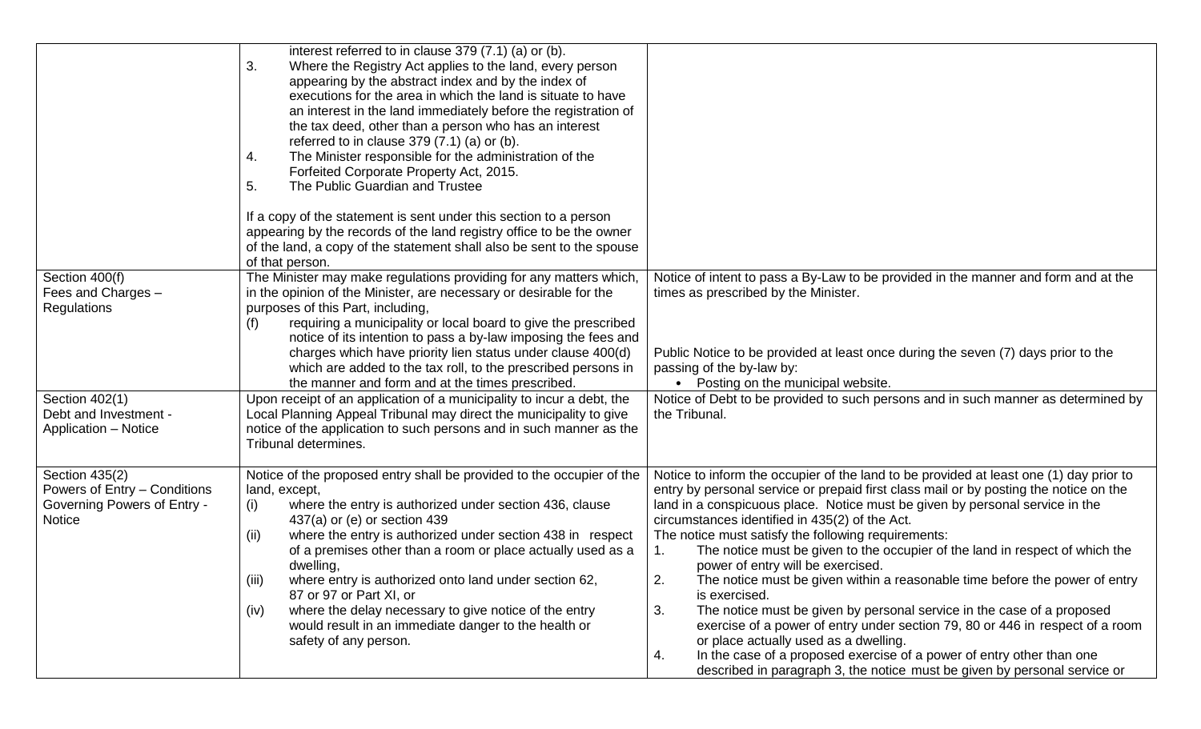| | | |
|---|---|---|
| | interest referred to in clause 379 (7.1) (a) or (b).<br>3. Where the Registry Act applies to the land, every person appearing by the abstract index and by the index of executions for the area in which the land is situate to have an interest in the land immediately before the registration of the tax deed, other than a person who has an interest referred to in clause 379 (7.1) (a) or (b).<br>4. The Minister responsible for the administration of the Forfeited Corporate Property Act, 2015.<br>5. The Public Guardian and Trustee<br><br>If a copy of the statement is sent under this section to a person appearing by the records of the land registry office to be the owner of the land, a copy of the statement shall also be sent to the spouse of that person. | |
| Section 400(f)<br>Fees and Charges – Regulations | The Minister may make regulations providing for any matters which, in the opinion of the Minister, are necessary or desirable for the purposes of this Part, including,<br>(f) requiring a municipality or local board to give the prescribed notice of its intention to pass a by-law imposing the fees and charges which have priority lien status under clause 400(d) which are added to the tax roll, to the prescribed persons in the manner and form and at the times prescribed. | Notice of intent to pass a By-Law to be provided in the manner and form and at the times as prescribed by the Minister.<br><br>Public Notice to be provided at least once during the seven (7) days prior to the passing of the by-law by:<br>• Posting on the municipal website. |
| Section 402(1)<br>Debt and Investment - Application – Notice | Upon receipt of an application of a municipality to incur a debt, the Local Planning Appeal Tribunal may direct the municipality to give notice of the application to such persons and in such manner as the Tribunal determines. | Notice of Debt to be provided to such persons and in such manner as determined by the Tribunal. |
| Section 435(2)<br>Powers of Entry – Conditions Governing Powers of Entry - Notice | Notice of the proposed entry shall be provided to the occupier of the land, except,<br>(i) where the entry is authorized under section 436, clause 437(a) or (e) or section 439<br>(ii) where the entry is authorized under section 438 in respect of a premises other than a room or place actually used as a dwelling,<br>(iii) where entry is authorized onto land under section 62, 87 or 97 or Part XI, or<br>(iv) where the delay necessary to give notice of the entry would result in an immediate danger to the health or safety of any person. | Notice to inform the occupier of the land to be provided at least one (1) day prior to entry by personal service or prepaid first class mail or by posting the notice on the land in a conspicuous place. Notice must be given by personal service in the circumstances identified in 435(2) of the Act.<br>The notice must satisfy the following requirements:<br>1. The notice must be given to the occupier of the land in respect of which the power of entry will be exercised.<br>2. The notice must be given within a reasonable time before the power of entry is exercised.<br>3. The notice must be given by personal service in the case of a proposed exercise of a power of entry under section 79, 80 or 446 in respect of a room or place actually used as a dwelling.<br>4. In the case of a proposed exercise of a power of entry other than one described in paragraph 3, the notice must be given by personal service or |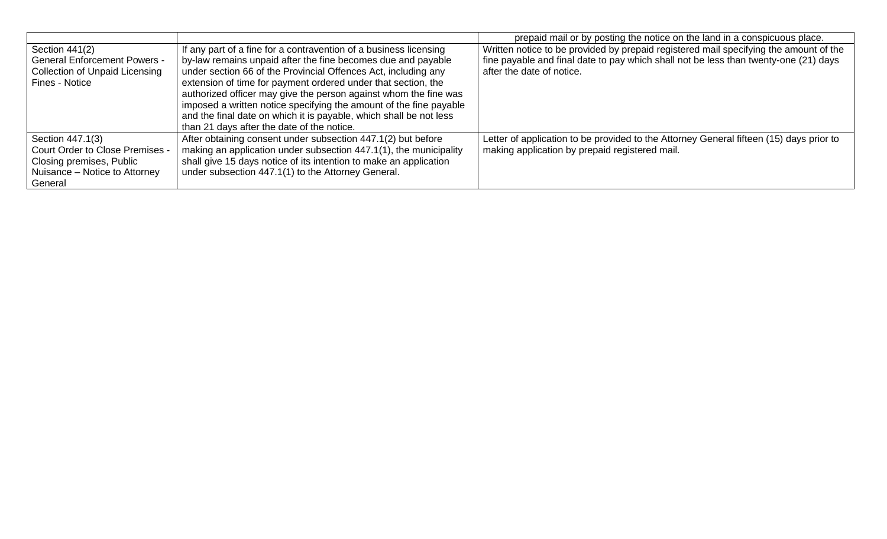| | | |
|---|---|---|
| | | prepaid mail or by posting the notice on the land in a conspicuous place. |
| Section 441(2) General Enforcement Powers - Collection of Unpaid Licensing Fines - Notice | If any part of a fine for a contravention of a business licensing by-law remains unpaid after the fine becomes due and payable under section 66 of the Provincial Offences Act, including any extension of time for payment ordered under that section, the authorized officer may give the person against whom the fine was imposed a written notice specifying the amount of the fine payable and the final date on which it is payable, which shall be not less than 21 days after the date of the notice. | Written notice to be provided by prepaid registered mail specifying the amount of the fine payable and final date to pay which shall not be less than twenty-one (21) days after the date of notice. |
| Section 447.1(3) Court Order to Close Premises - Closing premises, Public Nuisance – Notice to Attorney General | After obtaining consent under subsection 447.1(2) but before making an application under subsection 447.1(1), the municipality shall give 15 days notice of its intention to make an application under subsection 447.1(1) to the Attorney General. | Letter of application to be provided to the Attorney General fifteen (15) days prior to making application by prepaid registered mail. |